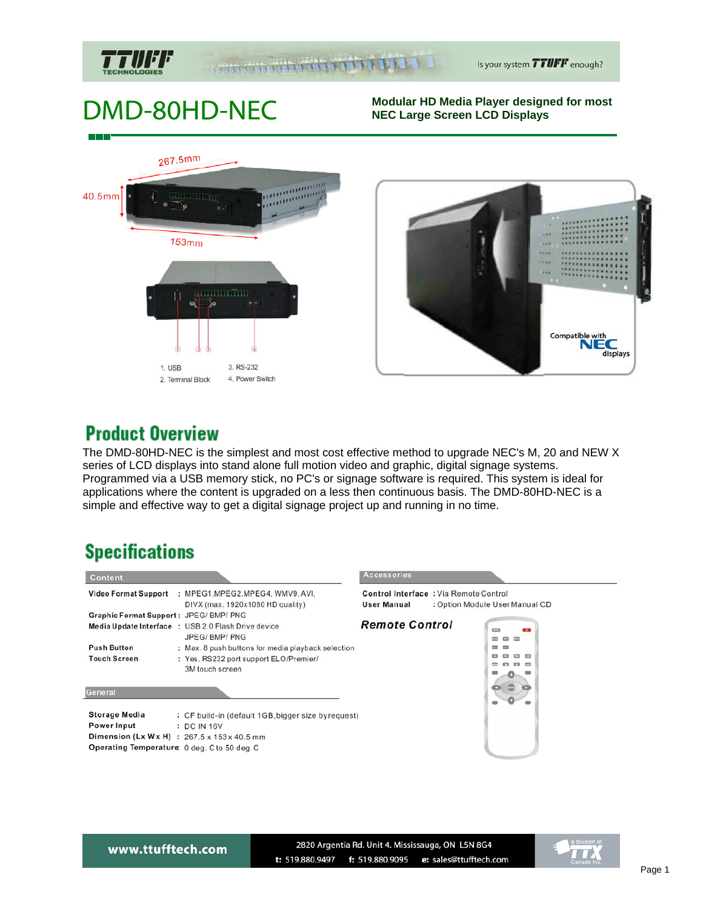# DMD-80HD-NEC

**Modular HD Media Player designed for most NEC Large Screen LCD Displays**

267.5mm

40.5mm

153mm

1. USB
2. Terminal Block
3. RS-232
4. Power Switch

Compatible with NEC displays

## Product Overview

The DMD-80HD-NEC is the simplest and most cost effective method to upgrade NEC's M, 20 and NEW X series of LCD displays into stand alone full motion video and graphic, digital signage systems. Programmed via a USB memory stick, no PC's or signage software is required. This system is ideal for applications where the content is upgraded on a less then continuous basis. The DMD-80HD-NEC is a simple and effective way to get a digital signage project up and running in no time.

## Specifications

### Content

| | |
|---|---|
| **Video Format Support** | : MPEG1,MPEG2,MPEG4, WMV9, AVI, DIVX (max. 1920x1080 HD quality) |
| **Graphic Format Support** | : JPEG/ BMP/ PNG |
| **Media Update Interface** | : USB 2.0 Flash Drive device JPEG/ BMP/ PNG |
| **Push Button** | : Max. 8 push buttons for media playback selection |
| **Touch Screen** | : Yes, RS232 port support ELO/Premier/ 3M touch screen |

### General

| | |
|---|---|
| **Storage Media** | : CF build-in (default 1GB,bigger size by request) |
| **Power Input** | : DC IN 16V |
| **Dimension (L x W x H)** | : 267.5 x 153 x 40.5 mm |
| **Operating Temperature** | : 0 deg. C to 50 deg. C |

### Accessories

| | |
|---|---|
| **Control Interface** | : Via Remote Control |
| **User Manual** | : Option Module User Manual CD |

***Remote Control***

www.ttufftech.com

2820 Argentia Rd. Unit 4. Mississauga, ON L5N 8G4

t: 519.880.9497 f: 519.880.9095 e: sales@ttufftech.com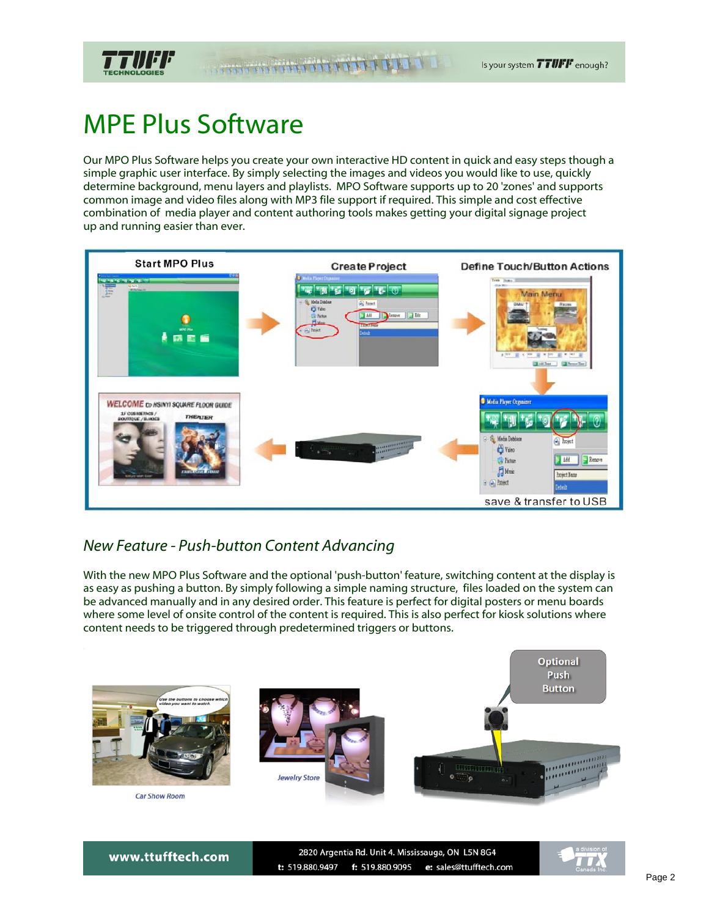# MPE Plus Software

Our MPO Plus Software helps you create your own interactive HD content in quick and easy steps though a simple graphic user interface. By simply selecting the images and videos you would like to use, quickly determine background, menu layers and playlists. MPO Software supports up to 20 'zones' and supports common image and video files along with MP3 file support if required. This simple and cost effective combination of media player and content authoring tools makes getting your digital signage project up and running easier than ever.

Start MPO Plus

Create Project

Define Touch/Button Actions

save & transfer to USB

## *New Feature - Push-button Content Advancing*

With the new MPO Plus Software and the optional 'push-button' feature, switching content at the display is as easy as pushing a button. By simply following a simple naming structure, files loaded on the system can be advanced manually and in any desired order. This feature is perfect for digital posters or menu boards where some level of onsite control of the content is required. This is also perfect for kiosk solutions where content needs to be triggered through predetermined triggers or buttons.

Car Show Room

Jewelry Store

Optional Push Button

**www.ttufftech.com**

2820 Argentia Rd. Unit 4. Mississauga, ON L5N 8G4

t: 519.880.9497 f: 519.880.9095 e: sales@ttufftech.com